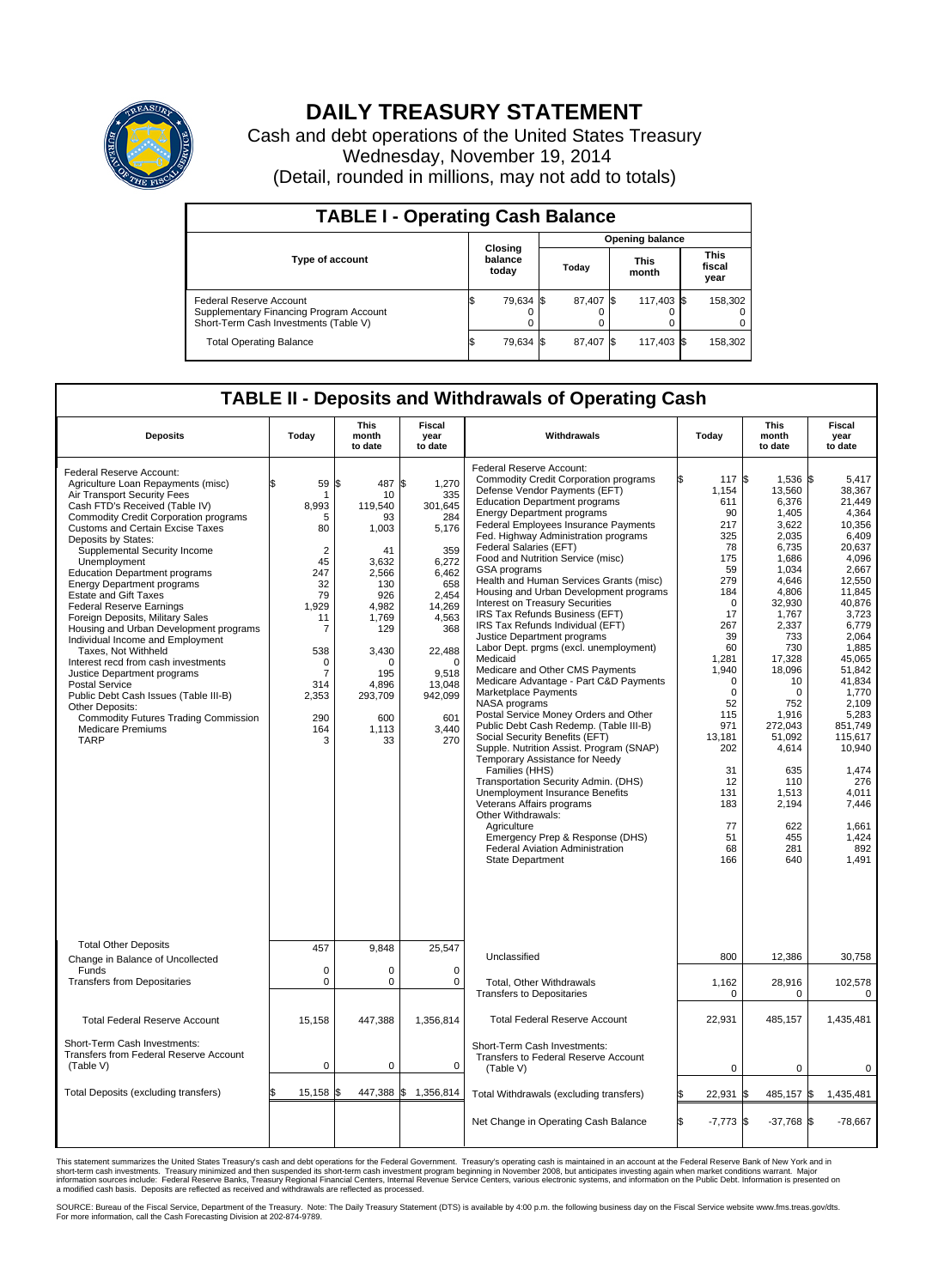# DAILY TREASURY STATEMENT

Cash and debt operations of the United States Treasury
Wednesday, November 19, 2014
(Detail, rounded in millions, may not add to totals)

## TABLE I - Operating Cash Balance

| Type of account | Closing balance today | Opening balance Today | Opening balance This month | Opening balance This fiscal year |
|---|---|---|---|---|
| Federal Reserve Account | $ 79,634 | $ 87,407 | $ 117,403 | $ 158,302 |
| Supplementary Financing Program Account | 0 | 0 | 0 | 0 |
| Short-Term Cash Investments (Table V) | 0 | 0 | 0 | 0 |
| Total Operating Balance | $ 79,634 | $ 87,407 | $ 117,403 | $ 158,302 |

## TABLE II - Deposits and Withdrawals of Operating Cash

| Deposits | Today | This month to date | Fiscal year to date | Withdrawals | Today | This month to date | Fiscal year to date |
|---|---|---|---|---|---|---|---|
| Federal Reserve Account: | | | | Federal Reserve Account: | | | |
| Agriculture Loan Repayments (misc) | $ 59 | $ 487 | $ 1,270 | Commodity Credit Corporation programs | $ 117 | $ 1,536 | $ 5,417 |
| Air Transport Security Fees | 1 | 10 | 335 | Defense Vendor Payments (EFT) | 1,154 | 13,560 | 38,367 |
| Cash FTD's Received (Table IV) | 8,993 | 119,540 | 301,645 | Education Department programs | 611 | 6,376 | 21,449 |
| Commodity Credit Corporation programs | 5 | 93 | 284 | Energy Department programs | 90 | 1,405 | 4,364 |
| Customs and Certain Excise Taxes | 80 | 1,003 | 5,176 | Federal Employees Insurance Payments | 217 | 3,622 | 10,356 |
| Deposits by States: | | | | Fed. Highway Administration programs | 325 | 2,035 | 6,409 |
| Supplemental Security Income | 2 | 41 | 359 | Federal Salaries (EFT) | 78 | 6,735 | 20,637 |
| Unemployment | 45 | 3,632 | 6,272 | Food and Nutrition Service (misc) | 175 | 1,686 | 4,096 |
| Education Department programs | 247 | 2,566 | 6,462 | GSA programs | 59 | 1,034 | 2,667 |
| Energy Department programs | 32 | 130 | 658 | Health and Human Services Grants (misc) | 279 | 4,646 | 12,550 |
| Estate and Gift Taxes | 79 | 926 | 2,454 | Housing and Urban Development programs | 184 | 4,806 | 11,845 |
| Federal Reserve Earnings | 1,929 | 4,982 | 14,269 | Interest on Treasury Securities | 0 | 32,930 | 40,876 |
| Foreign Deposits, Military Sales | 11 | 1,769 | 4,563 | IRS Tax Refunds Business (EFT) | 17 | 1,767 | 3,723 |
| Housing and Urban Development programs | 7 | 129 | 368 | IRS Tax Refunds Individual (EFT) | 267 | 2,337 | 6,779 |
| Individual Income and Employment | | | | Justice Department programs | 39 | 733 | 2,064 |
| Taxes, Not Withheld | 538 | 3,430 | 22,488 | Labor Dept. prgms (excl. unemployment) | 60 | 730 | 1,885 |
| Interest recd from cash investments | 0 | 0 | 0 | Medicaid | 1,281 | 17,328 | 45,065 |
| Justice Department programs | 7 | 195 | 9,518 | Medicare and Other CMS Payments | 1,940 | 18,096 | 51,842 |
| Postal Service | 314 | 4,896 | 13,048 | Medicare Advantage - Part C&D Payments | 0 | 10 | 41,834 |
| Public Debt Cash Issues (Table III-B) | 2,353 | 293,709 | 942,099 | Marketplace Payments | 0 | 0 | 1,770 |
| Other Deposits: | | | | NASA programs | 52 | 752 | 2,109 |
| Commodity Futures Trading Commission | 290 | 600 | 601 | Postal Service Money Orders and Other | 115 | 1,916 | 5,283 |
| Medicare Premiums | 164 | 1,113 | 3,440 | Public Debt Cash Redemp. (Table III-B) | 971 | 272,043 | 851,749 |
| TARP | 3 | 33 | 270 | Social Security Benefits (EFT) | 13,181 | 51,092 | 115,617 |
| | | | | Supple. Nutrition Assist. Program (SNAP) | 202 | 4,614 | 10,940 |
| | | | | Temporary Assistance for Needy Families (HHS) | 31 | 635 | 1,474 |
| | | | | Transportation Security Admin. (DHS) | 12 | 110 | 276 |
| | | | | Unemployment Insurance Benefits | 131 | 1,513 | 4,011 |
| | | | | Veterans Affairs programs | 183 | 2,194 | 7,446 |
| | | | | Other Withdrawals: | | | |
| | | | | Agriculture | 77 | 622 | 1,661 |
| | | | | Emergency Prep & Response (DHS) | 51 | 455 | 1,424 |
| | | | | Federal Aviation Administration | 68 | 281 | 892 |
| | | | | State Department | 166 | 640 | 1,491 |
| Total Other Deposits | 457 | 9,848 | 25,547 | Unclassified | 800 | 12,386 | 30,758 |
| Change in Balance of Uncollected Funds | 0 | 0 | 0 | | | | |
| Transfers from Depositaries | 0 | 0 | 0 | Total, Other Withdrawals | 1,162 | 28,916 | 102,578 |
| | | | | Transfers to Depositaries | 0 | 0 | 0 |
| Total Federal Reserve Account | 15,158 | 447,388 | 1,356,814 | Total Federal Reserve Account | 22,931 | 485,157 | 1,435,481 |
| Short-Term Cash Investments: Transfers from Federal Reserve Account (Table V) | 0 | 0 | 0 | Short-Term Cash Investments: Transfers to Federal Reserve Account (Table V) | 0 | 0 | 0 |
| Total Deposits (excluding transfers) | $ 15,158 | $ 447,388 | $ 1,356,814 | Total Withdrawals (excluding transfers) | $ 22,931 | $ 485,157 | $ 1,435,481 |
| | | | | Net Change in Operating Cash Balance | $ -7,773 | $ -37,768 | $ -78,667 |

This statement summarizes the United States Treasury's cash and debt operations for the Federal Government. Treasury's operating cash is maintained in an account at the Federal Reserve Bank of New York and in short-term cash investments. Treasury minimized and then suspended its short-term cash investment program beginning in November 2008, but anticipates investing again when market conditions warrant. Major information sources include: Federal Reserve Banks, Treasury Regional Financial Centers, Internal Revenue Service Centers, various electronic systems, and information on the Public Debt. Information is presented on a modified cash basis. Deposits are reflected as received and withdrawals are reflected as processed.

SOURCE: Bureau of the Fiscal Service, Department of the Treasury. Note: The Daily Treasury Statement (DTS) is available by 4:00 p.m. the following business day on the Fiscal Service website www.fms.treas.gov/dts. For more information, call the Cash Forecasting Division at 202-874-9789.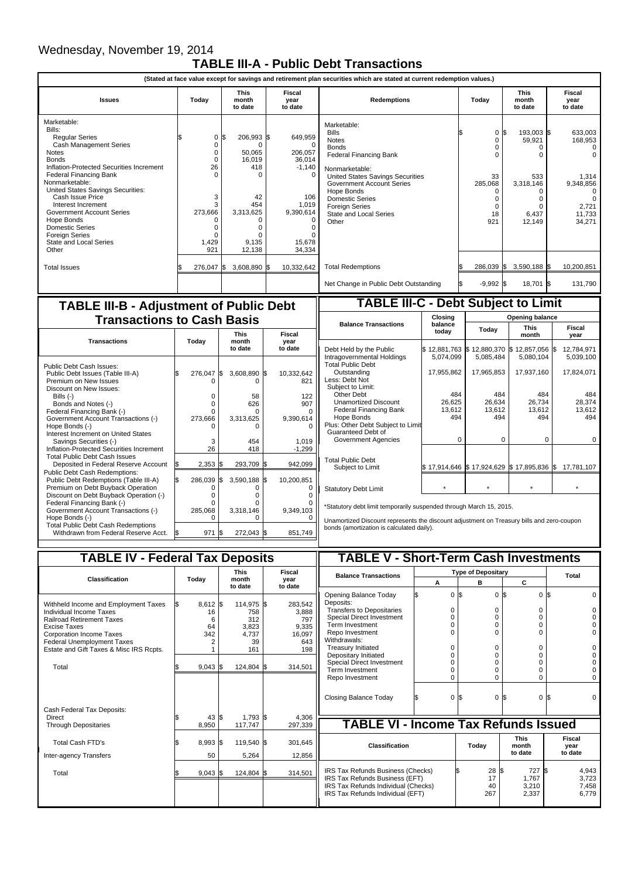Wednesday, November 19, 2014

# TABLE III-A - Public Debt Transactions

(Stated at face value except for savings and retirement plan securities which are stated at current redemption values.)

| Issues | Today | This month to date | Fiscal year to date |
|---|---|---|---|
| Marketable: | | | |
| Bills: | | | |
| Regular Series | $ 0 | $ 206,993 | $ 649,959 |
| Cash Management Series | 0 | 0 | 0 |
| Notes | 0 | 50,065 | 206,057 |
| Bonds | 0 | 16,019 | 36,014 |
| Inflation-Protected Securities Increment | 26 | 418 | -1,140 |
| Federal Financing Bank | 0 | 0 | 0 |
| Nonmarketable: | | | |
| United States Savings Securities: | | | |
| Cash Issue Price | 3 | 42 | 106 |
| Interest Increment | 3 | 454 | 1,019 |
| Government Account Series | 273,666 | 3,313,625 | 9,390,614 |
| Hope Bonds | 0 | 0 | 0 |
| Domestic Series | 0 | 0 | 0 |
| Foreign Series | 0 | 0 | 0 |
| State and Local Series | 1,429 | 9,135 | 15,678 |
| Other | 921 | 12,138 | 34,334 |
| Total Issues | $ 276,047 | $ 3,608,890 | $ 10,332,642 |

| Redemptions | Today | This month to date | Fiscal year to date |
|---|---|---|---|
| Marketable: | | | |
| Bills | $ 0 | $ 193,003 | $ 633,003 |
| Notes | 0 | 59,921 | 168,953 |
| Bonds | 0 | 0 | 0 |
| Federal Financing Bank | 0 | 0 | 0 |
| Nonmarketable: | | | |
| United States Savings Securities | 33 | 533 | 1,314 |
| Government Account Series | 285,068 | 3,318,146 | 9,348,856 |
| Hope Bonds | 0 | 0 | 0 |
| Domestic Series | 0 | 0 | 0 |
| Foreign Series | 0 | 0 | 2,721 |
| State and Local Series | 18 | 6,437 | 11,733 |
| Other | 921 | 12,149 | 34,271 |
| Total Redemptions | $ 286,039 | $ 3,590,188 | $ 10,200,851 |
| Net Change in Public Debt Outstanding | $ -9,992 | $ 18,701 | $ 131,790 |

# TABLE III-B - Adjustment of Public Debt Transactions to Cash Basis

| Transactions | Today | This month to date | Fiscal year to date |
|---|---|---|---|
| Public Debt Cash Issues: | | | |
| Public Debt Issues (Table III-A) | $ 276,047 | $ 3,608,890 | $ 10,332,642 |
| Premium on New Issues | 0 | 0 | 821 |
| Discount on New Issues: | | | |
| Bills (-) | 0 | 58 | 122 |
| Bonds and Notes (-) | 0 | 626 | 907 |
| Federal Financing Bank (-) | 0 | 0 | 0 |
| Government Account Transactions (-) | 273,666 | 3,313,625 | 9,390,614 |
| Hope Bonds (-) | 0 | 0 | 0 |
| Interest Increment on United States Savings Securities (-) | 3 | 454 | 1,019 |
| Inflation-Protected Securities Increment | 26 | 418 | -1,299 |
| Total Public Debt Cash Issues Deposited in Federal Reserve Account | $ 2,353 | $ 293,709 | $ 942,099 |
| Public Debt Cash Redemptions: | | | |
| Public Debt Redemptions (Table III-A) | $ 286,039 | $ 3,590,188 | $ 10,200,851 |
| Premium on Debt Buyback Operation | 0 | 0 | 0 |
| Discount on Debt Buyback Operation (-) | 0 | 0 | 0 |
| Federal Financing Bank (-) | 0 | 0 | 0 |
| Government Account Transactions (-) | 285,068 | 3,318,146 | 9,349,103 |
| Hope Bonds (-) | 0 | 0 | 0 |
| Total Public Debt Cash Redemptions Withdrawn from Federal Reserve Acct. | $ 971 | $ 272,043 | $ 851,749 |

# TABLE III-C - Debt Subject to Limit

| Balance Transactions | Closing balance today | Opening balance Today | Opening balance This month | Opening balance Fiscal year |
|---|---|---|---|---|
| Debt Held by the Public | $ 12,881,763 | $ 12,880,370 | $ 12,857,056 | $ 12,784,971 |
| Intragovernmental Holdings | 5,074,099 | 5,085,484 | 5,080,104 | 5,039,100 |
| Total Public Debt Outstanding | 17,955,862 | 17,965,853 | 17,937,160 | 17,824,071 |
| Less: Debt Not Subject to Limit: | | | | |
| Other Debt | 484 | 484 | 484 | 484 |
| Unamortized Discount | 26,625 | 26,634 | 26,734 | 28,374 |
| Federal Financing Bank | 13,612 | 13,612 | 13,612 | 13,612 |
| Hope Bonds | 494 | 494 | 494 | 494 |
| Plus: Other Debt Subject to Limit | | | | |
| Guaranteed Debt of Government Agencies | 0 | 0 | 0 | 0 |
| Total Public Debt Subject to Limit | $ 17,914,646 | $ 17,924,629 | $ 17,895,836 | $ 17,781,107 |
| Statutory Debt Limit | * | * | * | * |

*Statutory debt limit temporarily suspended through March 15, 2015.

Unamortized Discount represents the discount adjustment on Treasury bills and zero-coupon bonds (amortization is calculated daily).

# TABLE IV - Federal Tax Deposits

| Classification | Today | This month to date | Fiscal year to date |
|---|---|---|---|
| Withheld Income and Employment Taxes | $ 8,612 | $ 114,975 | $ 283,542 |
| Individual Income Taxes | 16 | 758 | 3,888 |
| Railroad Retirement Taxes | 6 | 312 | 797 |
| Excise Taxes | 64 | 3,823 | 9,335 |
| Corporation Income Taxes | 342 | 4,737 | 16,097 |
| Federal Unemployment Taxes | 2 | 39 | 643 |
| Estate and Gift Taxes & Misc IRS Rcpts. | 1 | 161 | 198 |
| Total | $ 9,043 | $ 124,804 | $ 314,501 |
| Cash Federal Tax Deposits: | | | |
| Direct | $ 43 | $ 1,793 | $ 4,306 |
| Through Depositaries | 8,950 | 117,747 | 297,339 |
| Total Cash FTD's | $ 8,993 | $ 119,540 | $ 301,645 |
| Inter-agency Transfers | 50 | 5,264 | 12,856 |
| Total | $ 9,043 | $ 124,804 | $ 314,501 |

# TABLE V - Short-Term Cash Investments

| Balance Transactions | Type of Depositary A | Type of Depositary B | Type of Depositary C | Total |
|---|---|---|---|---|
| Opening Balance Today | $ 0 | $ 0 | $ 0 | $ 0 |
| Deposits: | | | | |
| Transfers to Depositaries | 0 | 0 | 0 | 0 |
| Special Direct Investment | 0 | 0 | 0 | 0 |
| Term Investment | 0 | 0 | 0 | 0 |
| Repo Investment | 0 | 0 | 0 | 0 |
| Withdrawals: | | | | |
| Treasury Initiated | 0 | 0 | 0 | 0 |
| Depositary Initiated | 0 | 0 | 0 | 0 |
| Special Direct Investment | 0 | 0 | 0 | 0 |
| Term Investment | 0 | 0 | 0 | 0 |
| Repo Investment | 0 | 0 | 0 | 0 |
| Closing Balance Today | $ 0 | $ 0 | $ 0 | $ 0 |

# TABLE VI - Income Tax Refunds Issued

| Classification | Today | This month to date | Fiscal year to date |
|---|---|---|---|
| IRS Tax Refunds Business (Checks) | $ 28 | $ 727 | $ 4,943 |
| IRS Tax Refunds Business (EFT) | 17 | 1,767 | 3,723 |
| IRS Tax Refunds Individual (Checks) | 40 | 3,210 | 7,458 |
| IRS Tax Refunds Individual (EFT) | 267 | 2,337 | 6,779 |